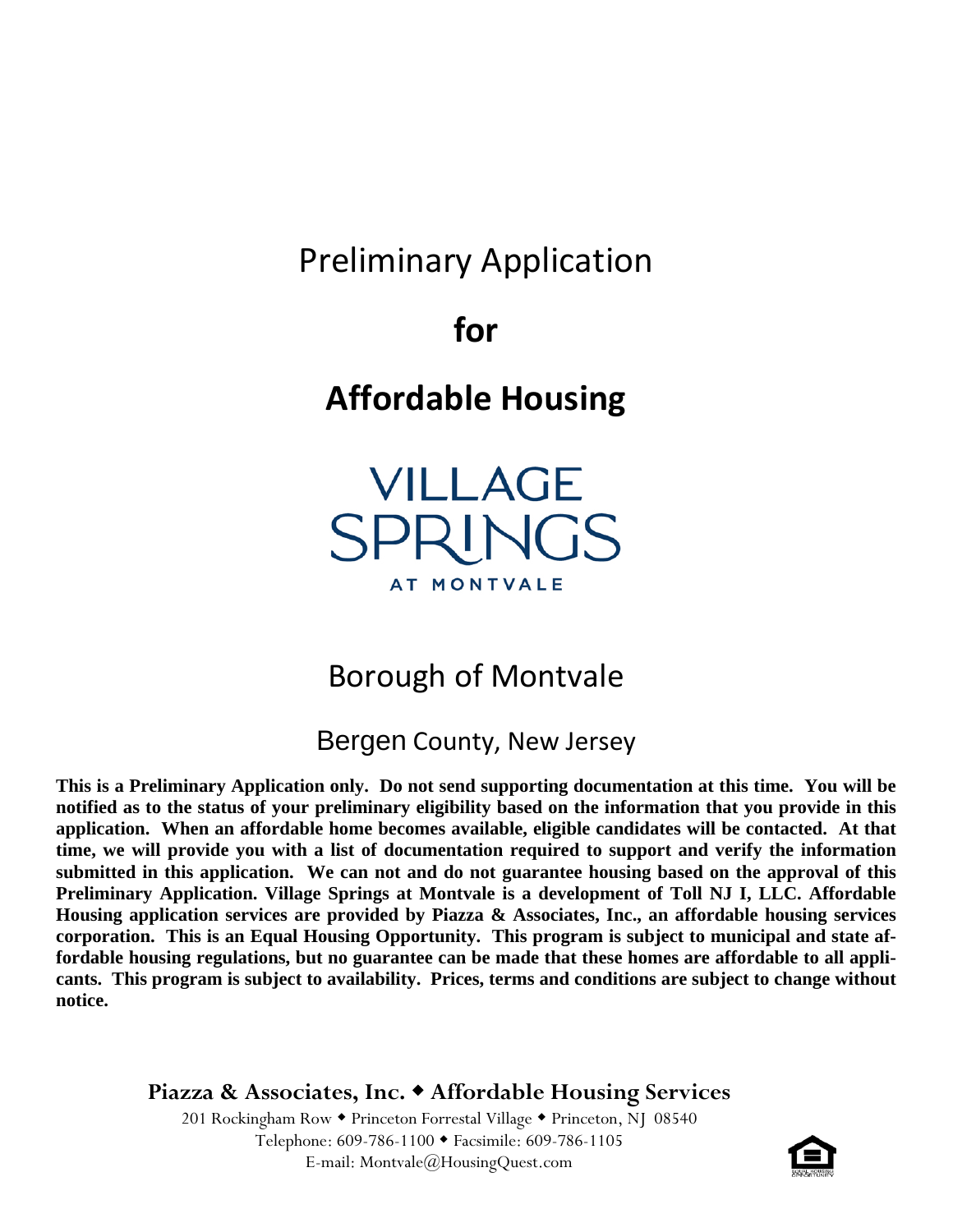# Preliminary Application

# for

# Affordable Housing

VILLAGE SPRINGS

AT MONTVALE

## Borough of Montvale

### Bergen County, New Jersey

**This is a Preliminary Application only. Do not send supporting documentation at this time. You will be notified as to the status of your preliminary eligibility based on the information that you provide in this application. When an affordable home becomes available, eligible candidates will be contacted. At that time, we will provide you with a list of documentation required to support and verify the information submitted in this application. We can not and do not guarantee housing based on the approval of this Preliminary Application. Village Springs at Montvale is a development of Toll NJ I, LLC. Affordable Housing application services are provided by Piazza & Associates, Inc., an affordable housing services corporation. This is an Equal Housing Opportunity. This program is subject to municipal and state affordable housing regulations, but no guarantee can be made that these homes are affordable to all applicants. This program is subject to availability. Prices, terms and conditions are subject to change without notice.**

**Piazza & Associates, Inc. ◆ Affordable Housing Services**

201 Rockingham Row ◆ Princeton Forrestal Village ◆ Princeton, NJ 08540

Telephone: 609-786-1100 ◆ Facsimile: 609-786-1105

E-mail: Montvale@HousingQuest.com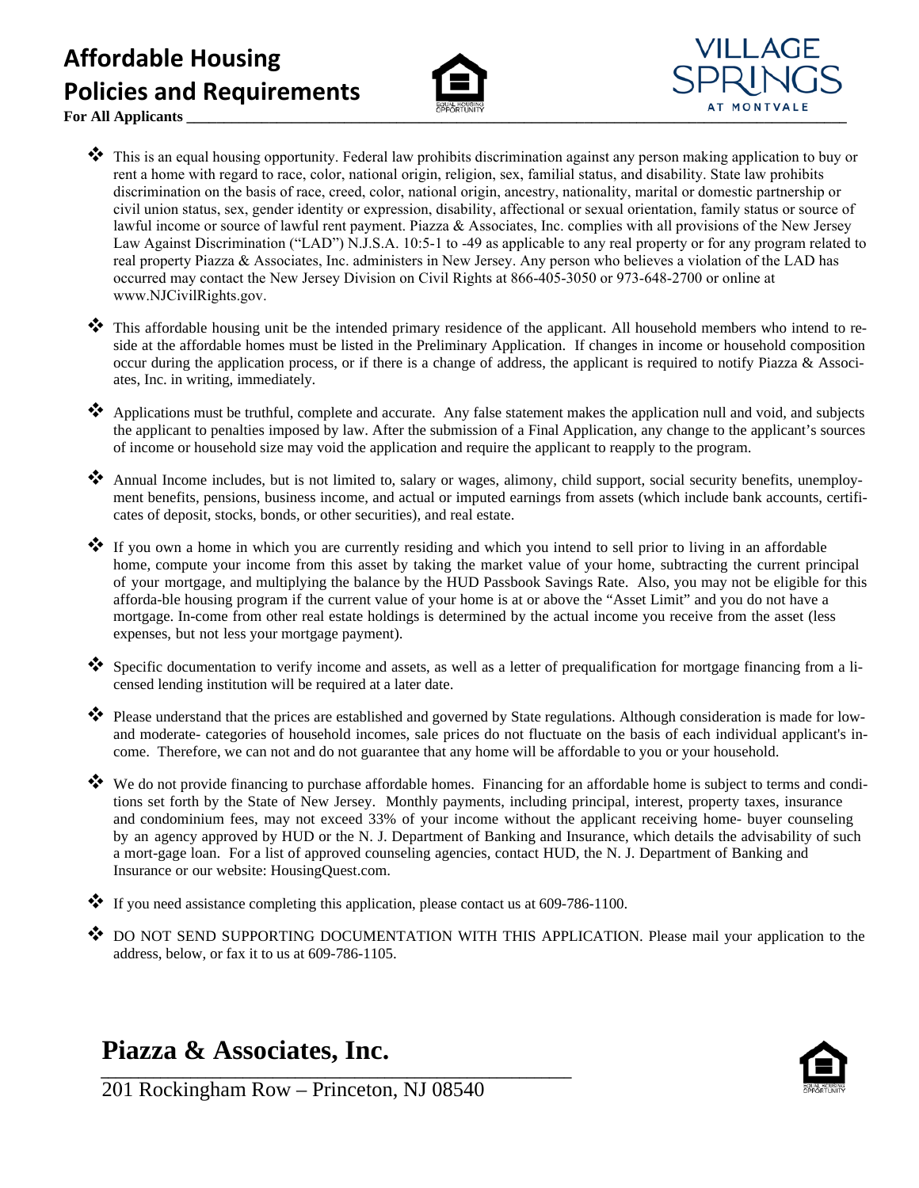# Affordable Housing Policies and Requirements

**For All Applicants**

VILLAGE SPRINGS AT MONTVALE

- This is an equal housing opportunity. Federal law prohibits discrimination against any person making application to buy or rent a home with regard to race, color, national origin, religion, sex, familial status, and disability. State law prohibits discrimination on the basis of race, creed, color, national origin, ancestry, nationality, marital or domestic partnership or civil union status, sex, gender identity or expression, disability, affectional or sexual orientation, family status or source of lawful income or source of lawful rent payment. Piazza & Associates, Inc. complies with all provisions of the New Jersey Law Against Discrimination ("LAD") N.J.S.A. 10:5-1 to -49 as applicable to any real property or for any program related to real property Piazza & Associates, Inc. administers in New Jersey. Any person who believes a violation of the LAD has occurred may contact the New Jersey Division on Civil Rights at 866-405-3050 or 973-648-2700 or online at www.NJCivilRights.gov.

- This affordable housing unit be the intended primary residence of the applicant. All household members who intend to reside at the affordable homes must be listed in the Preliminary Application. If changes in income or household composition occur during the application process, or if there is a change of address, the applicant is required to notify Piazza & Associates, Inc. in writing, immediately.

- Applications must be truthful, complete and accurate. Any false statement makes the application null and void, and subjects the applicant to penalties imposed by law. After the submission of a Final Application, any change to the applicant's sources of income or household size may void the application and require the applicant to reapply to the program.

- Annual Income includes, but is not limited to, salary or wages, alimony, child support, social security benefits, unemployment benefits, pensions, business income, and actual or imputed earnings from assets (which include bank accounts, certificates of deposit, stocks, bonds, or other securities), and real estate.

- If you own a home in which you are currently residing and which you intend to sell prior to living in an affordable home, compute your income from this asset by taking the market value of your home, subtracting the current principal of your mortgage, and multiplying the balance by the HUD Passbook Savings Rate. Also, you may not be eligible for this afforda-ble housing program if the current value of your home is at or above the "Asset Limit" and you do not have a mortgage. In-come from other real estate holdings is determined by the actual income you receive from the asset (less expenses, but not less your mortgage payment).

- Specific documentation to verify income and assets, as well as a letter of prequalification for mortgage financing from a licensed lending institution will be required at a later date.

- Please understand that the prices are established and governed by State regulations. Although consideration is made for low- and moderate- categories of household incomes, sale prices do not fluctuate on the basis of each individual applicant's income. Therefore, we can not and do not guarantee that any home will be affordable to you or your household.

- We do not provide financing to purchase affordable homes. Financing for an affordable home is subject to terms and conditions set forth by the State of New Jersey. Monthly payments, including principal, interest, property taxes, insurance and condominium fees, may not exceed 33% of your income without the applicant receiving home- buyer counseling by an agency approved by HUD or the N. J. Department of Banking and Insurance, which details the advisability of such a mort-gage loan. For a list of approved counseling agencies, contact HUD, the N. J. Department of Banking and Insurance or our website: HousingQuest.com.

- If you need assistance completing this application, please contact us at 609-786-1100.

- DO NOT SEND SUPPORTING DOCUMENTATION WITH THIS APPLICATION. Please mail your application to the address, below, or fax it to us at 609-786-1105.

**Piazza & Associates, Inc.**

201 Rockingham Row – Princeton, NJ 08540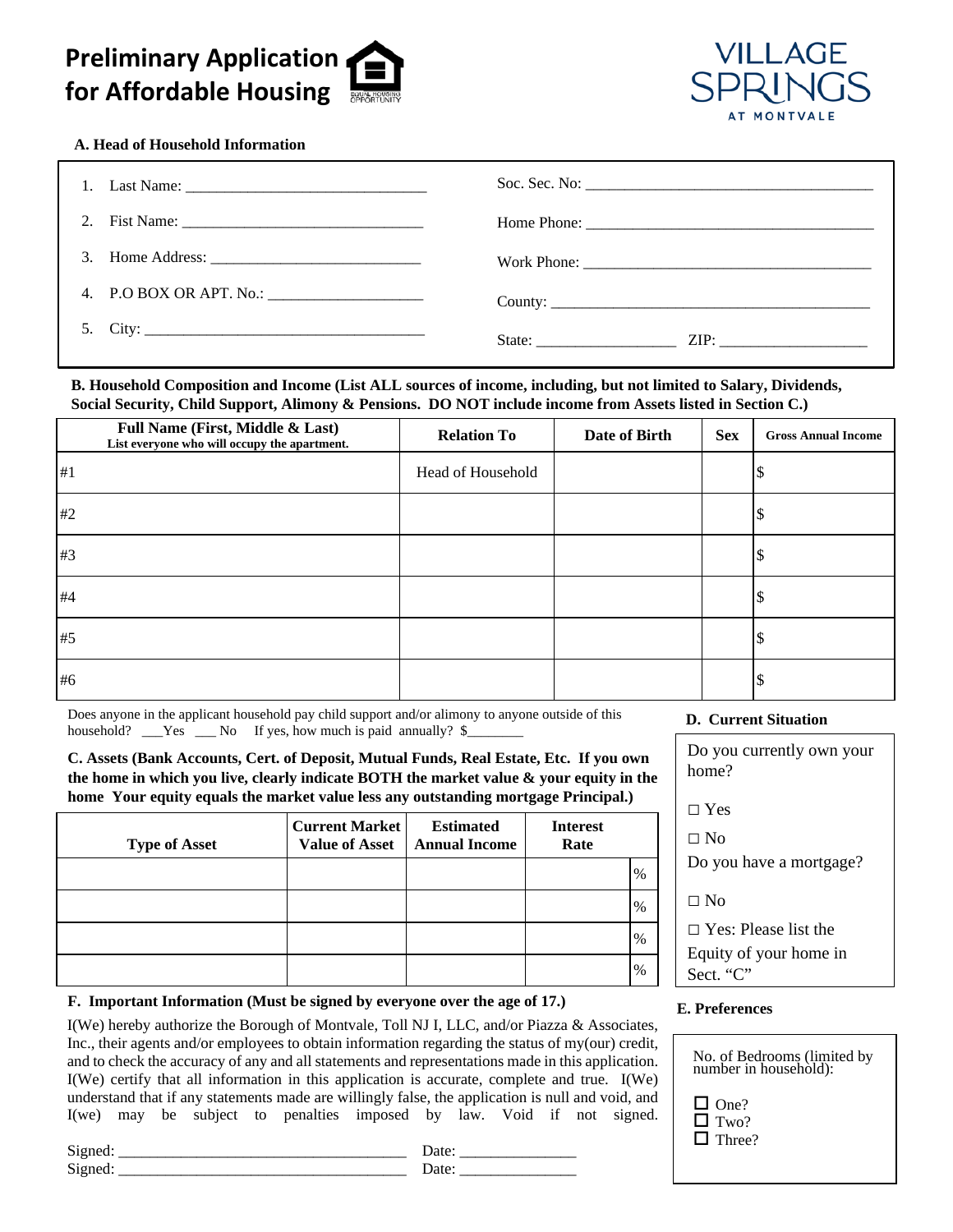# Preliminary Application for Affordable Housing

VILLAGE SPRINGS AT MONTVALE

**A. Head of Household Information**

| | |
|---|---|
| 1. Last Name: ______________________________ | Soc. Sec. No: ____________________________________ |
| 2. Fist Name: ______________________________ | Home Phone: ____________________________________ |
| 3. Home Address: ___________________________ | Work Phone: ____________________________________ |
| 4. P.O BOX OR APT. No.: ____________________ | County: ________________________________________ |
| 5. City: ____________________________________ | State: __________________ ZIP: ___________________ |

**B. Household Composition and Income (List ALL sources of income, including, but not limited to Salary, Dividends, Social Security, Child Support, Alimony & Pensions. DO NOT include income from Assets listed in Section C.)**

| Full Name (First, Middle & Last) List everyone who will occupy the apartment. | Relation To | Date of Birth | Sex | Gross Annual Income |
|---|---|---|---|---|
| #1 | Head of Household | | | $ |
| #2 | | | | $ |
| #3 | | | | $ |
| #4 | | | | $ |
| #5 | | | | $ |
| #6 | | | | $ |

Does anyone in the applicant household pay child support and/or alimony to anyone outside of this household? ___Yes ___ No If yes, how much is paid annually? $________

**C. Assets (Bank Accounts, Cert. of Deposit, Mutual Funds, Real Estate, Etc. If you own the home in which you live, clearly indicate BOTH the market value & your equity in the home Your equity equals the market value less any outstanding mortgage Principal.)**

| Type of Asset | Current Market Value of Asset | Estimated Annual Income | Interest Rate |
|---|---|---|---|
| | | | % |
| | | | % |
| | | | % |
| | | | % |

**D. Current Situation**

Do you currently own your home?

☐ Yes

☐ No

Do you have a mortgage?

☐ No

☐ Yes: Please list the Equity of your home in Sect. "C"

**E. Preferences**

No. of Bedrooms (limited by number in household):

☐ One?
☐ Two?
☐ Three?

**F. Important Information (Must be signed by everyone over the age of 17.)**

I(We) hereby authorize the Borough of Montvale, Toll NJ I, LLC, and/or Piazza & Associates, Inc., their agents and/or employees to obtain information regarding the status of my(our) credit, and to check the accuracy of any and all statements and representations made in this application. I(We) certify that all information in this application is accurate, complete and true. I(We) understand that if any statements made are willingly false, the application is null and void, and I(we) may be subject to penalties imposed by law. Void if not signed.

Signed: ____________________________________ Date: _______________

Signed: ____________________________________ Date: _______________